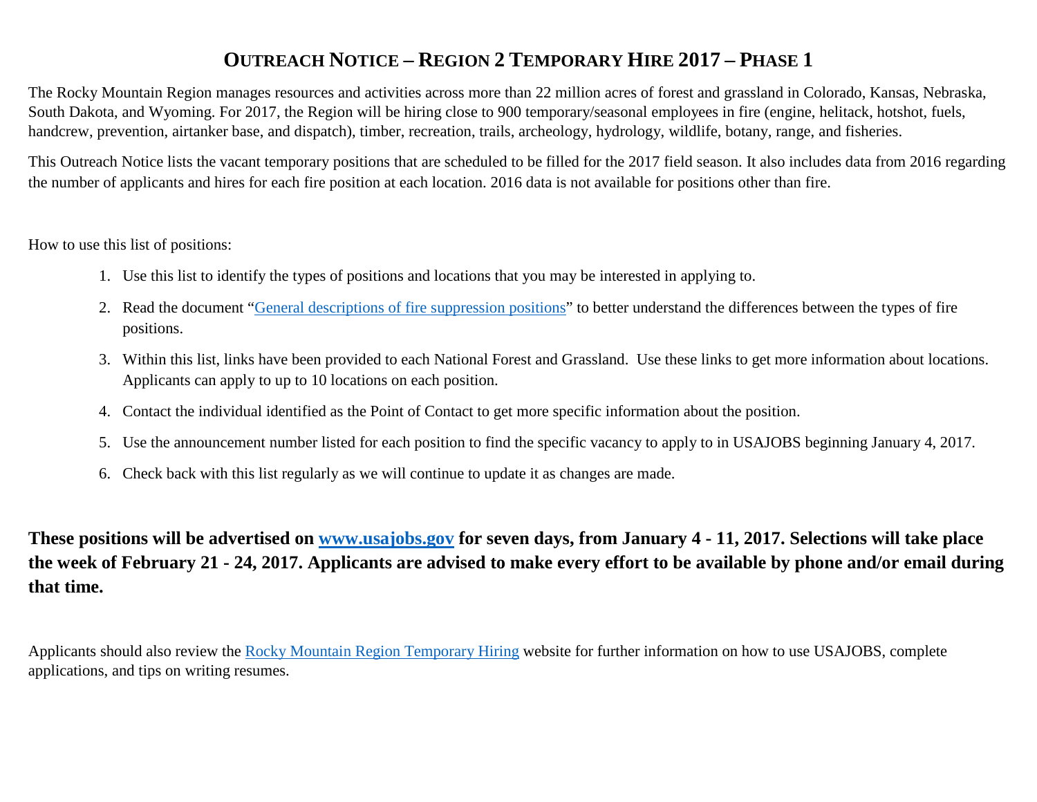# OUTREACH NOTICE – REGION 2 TEMPORARY HIRE 2017 – PHASE 1

The Rocky Mountain Region manages resources and activities across more than 22 million acres of forest and grassland in Colorado, Kansas, Nebraska, South Dakota, and Wyoming. For 2017, the Region will be hiring close to 900 temporary/seasonal employees in fire (engine, helitack, hotshot, fuels, handcrew, prevention, airtanker base, and dispatch), timber, recreation, trails, archeology, hydrology, wildlife, botany, range, and fisheries.

This Outreach Notice lists the vacant temporary positions that are scheduled to be filled for the 2017 field season. It also includes data from 2016 regarding the number of applicants and hires for each fire position at each location. 2016 data is not available for positions other than fire.

How to use this list of positions:

1. Use this list to identify the types of positions and locations that you may be interested in applying to.
2. Read the document "[General descriptions of fire suppression positions]" to better understand the differences between the types of fire positions.
3. Within this list, links have been provided to each National Forest and Grassland. Use these links to get more information about locations. Applicants can apply to up to 10 locations on each position.
4. Contact the individual identified as the Point of Contact to get more specific information about the position.
5. Use the announcement number listed for each position to find the specific vacancy to apply to in USAJOBS beginning January 4, 2017.
6. Check back with this list regularly as we will continue to update it as changes are made.

**These positions will be advertised on www.usajobs.gov for seven days, from January 4 - 11, 2017. Selections will take place the week of February 21 - 24, 2017. Applicants are advised to make every effort to be available by phone and/or email during that time.**

Applicants should also review the Rocky Mountain Region Temporary Hiring website for further information on how to use USAJOBS, complete applications, and tips on writing resumes.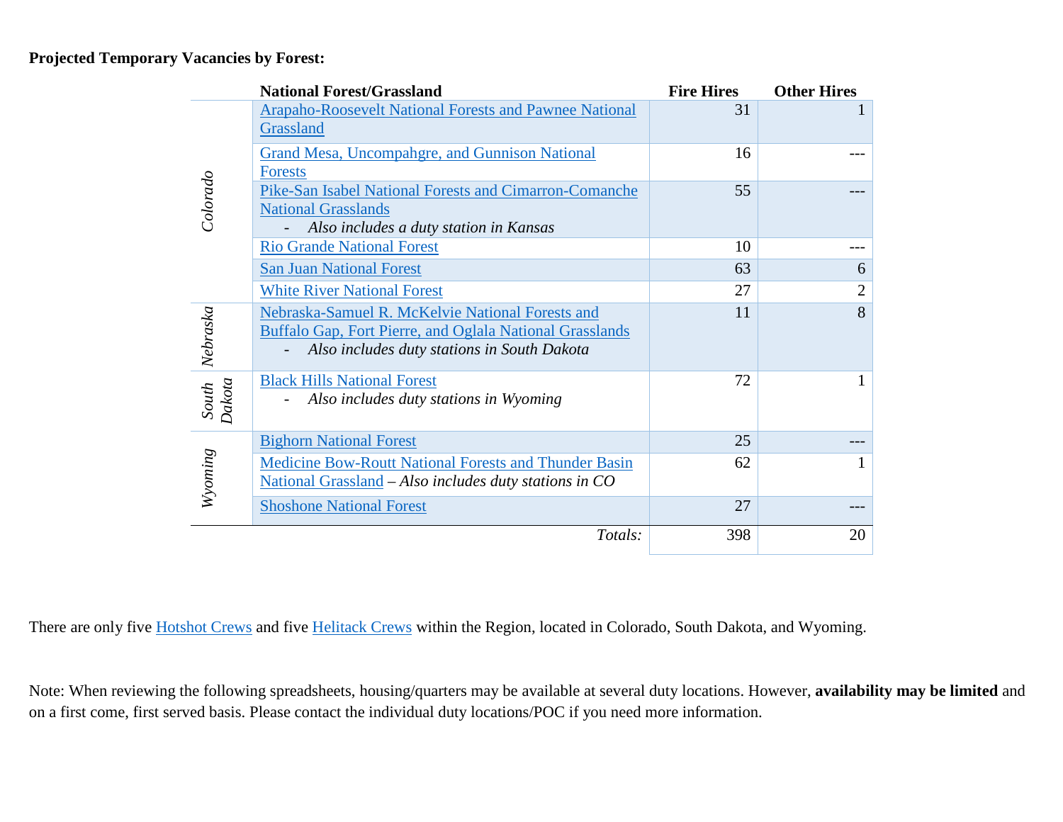**Projected Temporary Vacancies by Forest:**

| | National Forest/Grassland | Fire Hires | Other Hires |
|---|---|---|---|
| *Colorado* | Arapaho-Roosevelt National Forests and Pawnee National Grassland | 31 | 1 |
| | Grand Mesa, Uncompahgre, and Gunnison National Forests | 16 | --- |
| | Pike-San Isabel National Forests and Cimarron-Comanche National Grasslands<br>- *Also includes a duty station in Kansas* | 55 | --- |
| | Rio Grande National Forest | 10 | --- |
| | San Juan National Forest | 63 | 6 |
| | White River National Forest | 27 | 2 |
| *Nebraska* | Nebraska-Samuel R. McKelvie National Forests and Buffalo Gap, Fort Pierre, and Oglala National Grasslands<br>- *Also includes duty stations in South Dakota* | 11 | 8 |
| *South Dakota* | Black Hills National Forest<br>- *Also includes duty stations in Wyoming* | 72 | 1 |
| *Wyoming* | Bighorn National Forest | 25 | --- |
| | Medicine Bow-Routt National Forests and Thunder Basin National Grassland – *Also includes duty stations in CO* | 62 | 1 |
| | Shoshone National Forest | 27 | --- |
| | *Totals:* | 398 | 20 |

There are only five Hotshot Crews and five Helitack Crews within the Region, located in Colorado, South Dakota, and Wyoming.

Note: When reviewing the following spreadsheets, housing/quarters may be available at several duty locations. However, **availability may be limited** and on a first come, first served basis. Please contact the individual duty locations/POC if you need more information.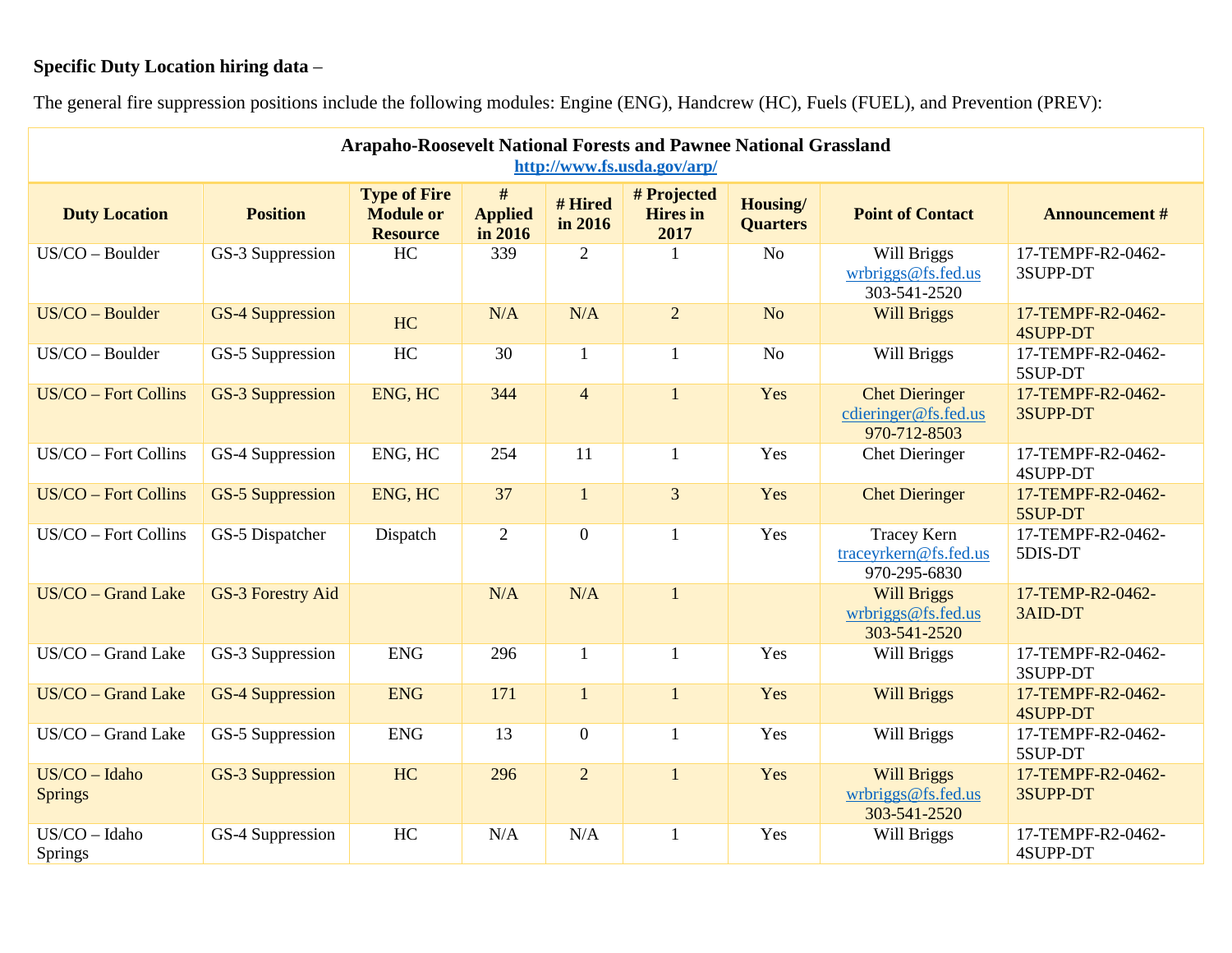**Specific Duty Location hiring data** –

The general fire suppression positions include the following modules: Engine (ENG), Handcrew (HC), Fuels (FUEL), and Prevention (PREV):

| **Arapaho-Roosevelt National Forests and Pawnee National Grassland** [http://www.fs.usda.gov/arp/](http://www.fs.usda.gov/arp/) | | | | | | | | |
|---|---|---|---|---|---|---|---|---|
| **Duty Location** | **Position** | **Type of Fire Module or Resource** | **# Applied in 2016** | **# Hired in 2016** | **# Projected Hires in 2017** | **Housing/ Quarters** | **Point of Contact** | **Announcement #** |
| US/CO – Boulder | GS-3 Suppression | HC | 339 | 2 | 1 | No | Will Briggs wrbriggs@fs.fed.us 303-541-2520 | 17-TEMPF-R2-0462-3SUPP-DT |
| US/CO – Boulder | GS-4 Suppression | HC | N/A | N/A | 2 | No | Will Briggs | 17-TEMPF-R2-0462-4SUPP-DT |
| US/CO – Boulder | GS-5 Suppression | HC | 30 | 1 | 1 | No | Will Briggs | 17-TEMPF-R2-0462-5SUP-DT |
| US/CO – Fort Collins | GS-3 Suppression | ENG, HC | 344 | 4 | 1 | Yes | Chet Dieringer cdieringer@fs.fed.us 970-712-8503 | 17-TEMPF-R2-0462-3SUPP-DT |
| US/CO – Fort Collins | GS-4 Suppression | ENG, HC | 254 | 11 | 1 | Yes | Chet Dieringer | 17-TEMPF-R2-0462-4SUPP-DT |
| US/CO – Fort Collins | GS-5 Suppression | ENG, HC | 37 | 1 | 3 | Yes | Chet Dieringer | 17-TEMPF-R2-0462-5SUP-DT |
| US/CO – Fort Collins | GS-5 Dispatcher | Dispatch | 2 | 0 | 1 | Yes | Tracey Kern traceyrkern@fs.fed.us 970-295-6830 | 17-TEMPF-R2-0462-5DIS-DT |
| US/CO – Grand Lake | GS-3 Forestry Aid | | N/A | N/A | 1 | | Will Briggs wrbriggs@fs.fed.us 303-541-2520 | 17-TEMP-R2-0462-3AID-DT |
| US/CO – Grand Lake | GS-3 Suppression | ENG | 296 | 1 | 1 | Yes | Will Briggs | 17-TEMPF-R2-0462-3SUPP-DT |
| US/CO – Grand Lake | GS-4 Suppression | ENG | 171 | 1 | 1 | Yes | Will Briggs | 17-TEMPF-R2-0462-4SUPP-DT |
| US/CO – Grand Lake | GS-5 Suppression | ENG | 13 | 0 | 1 | Yes | Will Briggs | 17-TEMPF-R2-0462-5SUP-DT |
| US/CO – Idaho Springs | GS-3 Suppression | HC | 296 | 2 | 1 | Yes | Will Briggs wrbriggs@fs.fed.us 303-541-2520 | 17-TEMPF-R2-0462-3SUPP-DT |
| US/CO – Idaho Springs | GS-4 Suppression | HC | N/A | N/A | 1 | Yes | Will Briggs | 17-TEMPF-R2-0462-4SUPP-DT |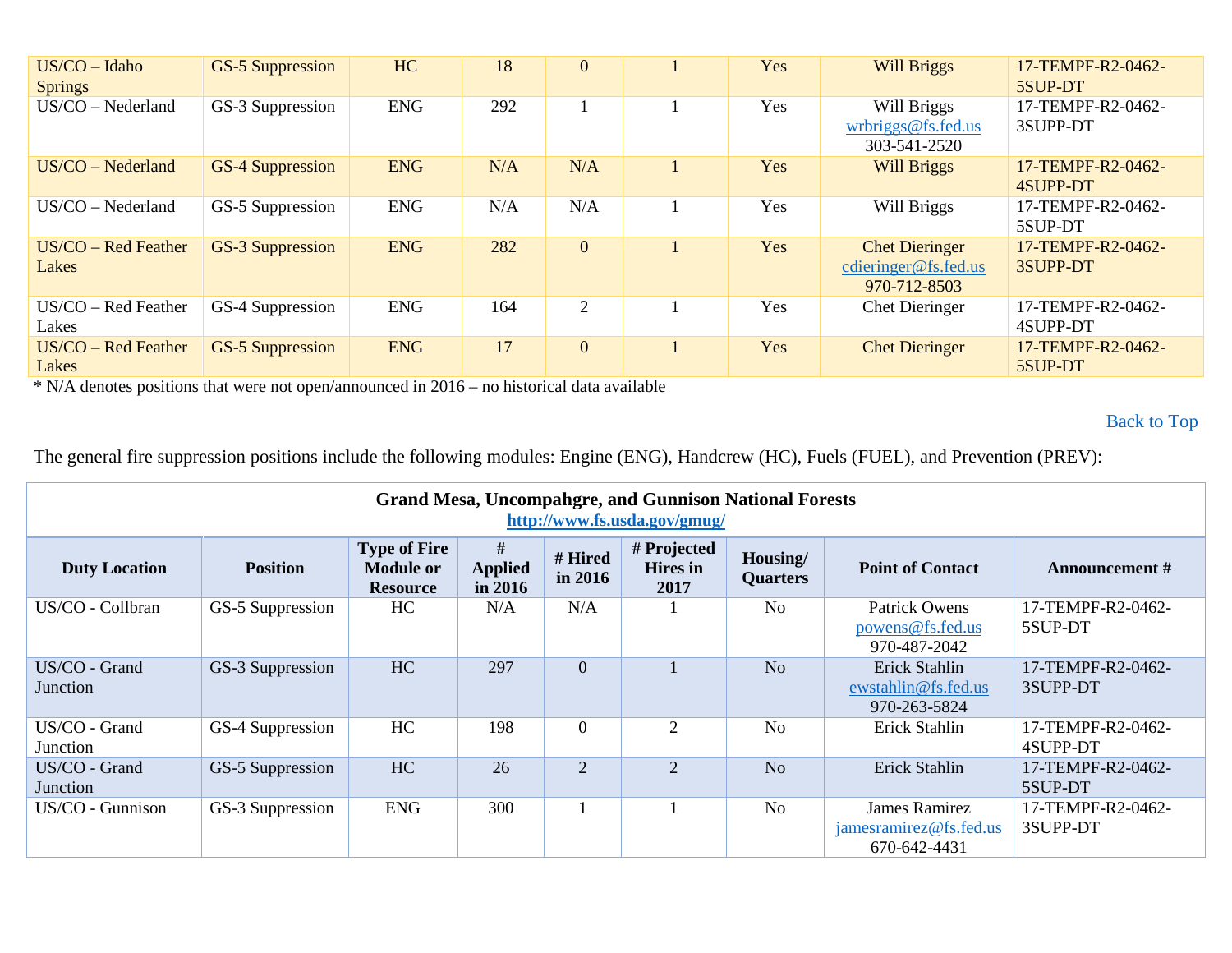| US/CO – Idaho Springs | GS-5 Suppression | HC | 18 | 0 | 1 | Yes | Will Briggs | 17-TEMPF-R2-0462-5SUP-DT |
|---|---|---|---|---|---|---|---|---|
| US/CO – Nederland | GS-3 Suppression | ENG | 292 | 1 | 1 | Yes | Will Briggs wrbriggs@fs.fed.us 303-541-2520 | 17-TEMPF-R2-0462-3SUPP-DT |
| US/CO – Nederland | GS-4 Suppression | ENG | N/A | N/A | 1 | Yes | Will Briggs | 17-TEMPF-R2-0462-4SUPP-DT |
| US/CO – Nederland | GS-5 Suppression | ENG | N/A | N/A | 1 | Yes | Will Briggs | 17-TEMPF-R2-0462-5SUP-DT |
| US/CO – Red Feather Lakes | GS-3 Suppression | ENG | 282 | 0 | 1 | Yes | Chet Dieringer cdieringer@fs.fed.us 970-712-8503 | 17-TEMPF-R2-0462-3SUPP-DT |
| US/CO – Red Feather Lakes | GS-4 Suppression | ENG | 164 | 2 | 1 | Yes | Chet Dieringer | 17-TEMPF-R2-0462-4SUPP-DT |
| US/CO – Red Feather Lakes | GS-5 Suppression | ENG | 17 | 0 | 1 | Yes | Chet Dieringer | 17-TEMPF-R2-0462-5SUP-DT |

* N/A denotes positions that were not open/announced in 2016 – no historical data available

Back to Top

The general fire suppression positions include the following modules: Engine (ENG), Handcrew (HC), Fuels (FUEL), and Prevention (PREV):

**Grand Mesa, Uncompahgre, and Gunnison National Forests**
**http://www.fs.usda.gov/gmug/**

| Duty Location | Position | Type of Fire Module or Resource | # Applied in 2016 | # Hired in 2016 | # Projected Hires in 2017 | Housing/ Quarters | Point of Contact | Announcement # |
|---|---|---|---|---|---|---|---|---|
| US/CO - Collbran | GS-5 Suppression | HC | N/A | N/A | 1 | No | Patrick Owens powens@fs.fed.us 970-487-2042 | 17-TEMPF-R2-0462-5SUP-DT |
| US/CO - Grand Junction | GS-3 Suppression | HC | 297 | 0 | 1 | No | Erick Stahlin ewstahlin@fs.fed.us 970-263-5824 | 17-TEMPF-R2-0462-3SUPP-DT |
| US/CO - Grand Junction | GS-4 Suppression | HC | 198 | 0 | 2 | No | Erick Stahlin | 17-TEMPF-R2-0462-4SUPP-DT |
| US/CO - Grand Junction | GS-5 Suppression | HC | 26 | 2 | 2 | No | Erick Stahlin | 17-TEMPF-R2-0462-5SUP-DT |
| US/CO - Gunnison | GS-3 Suppression | ENG | 300 | 1 | 1 | No | James Ramirez jamesramirez@fs.fed.us 670-642-4431 | 17-TEMPF-R2-0462-3SUPP-DT |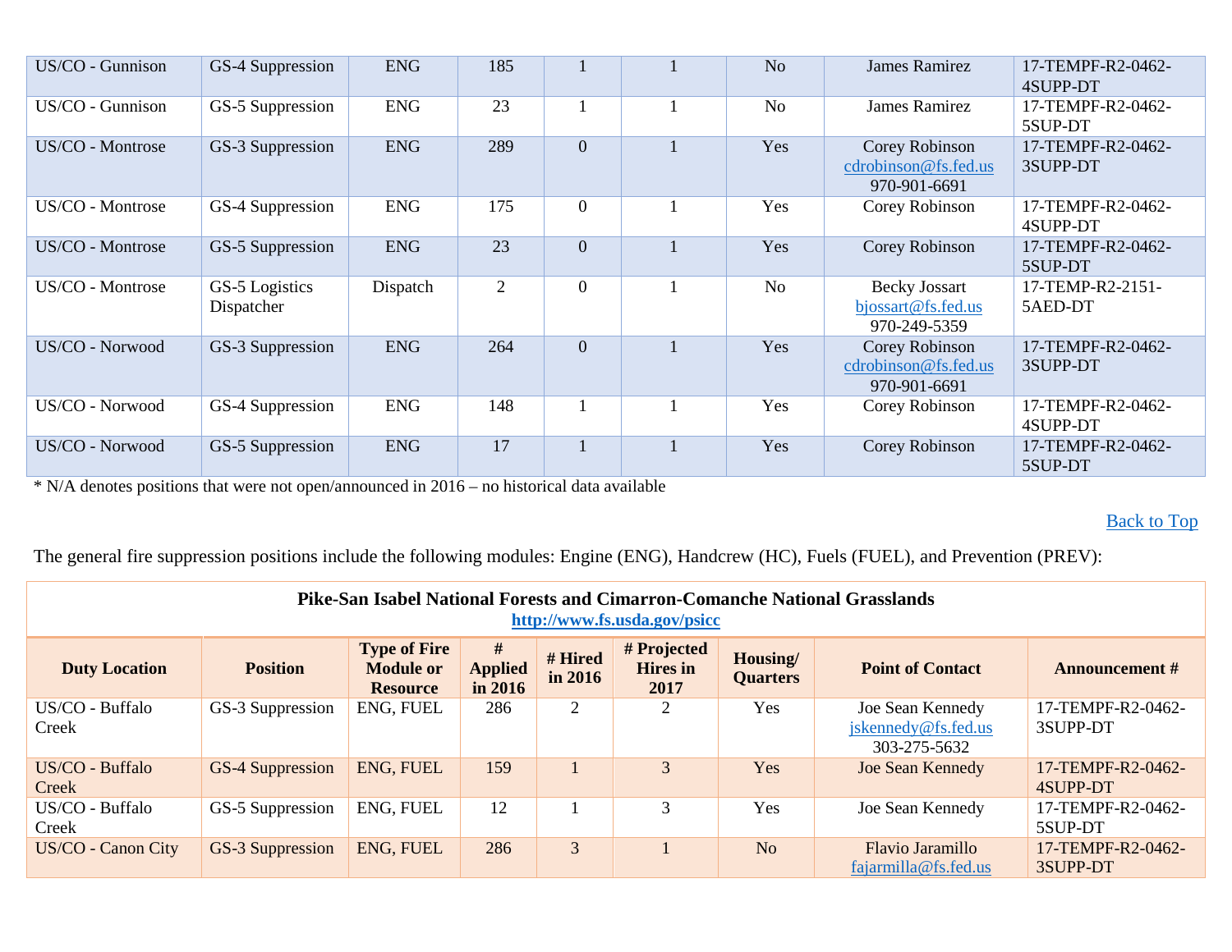| | | | | | | | | |
|---|---|---|---|---|---|---|---|---|
| US/CO - Gunnison | GS-4 Suppression | ENG | 185 | 1 | 1 | No | James Ramirez | 17-TEMPF-R2-0462-4SUPP-DT |
| US/CO - Gunnison | GS-5 Suppression | ENG | 23 | 1 | 1 | No | James Ramirez | 17-TEMPF-R2-0462-5SUP-DT |
| US/CO - Montrose | GS-3 Suppression | ENG | 289 | 0 | 1 | Yes | Corey Robinson cdrobinson@fs.fed.us 970-901-6691 | 17-TEMPF-R2-0462-3SUPP-DT |
| US/CO - Montrose | GS-4 Suppression | ENG | 175 | 0 | 1 | Yes | Corey Robinson | 17-TEMPF-R2-0462-4SUPP-DT |
| US/CO - Montrose | GS-5 Suppression | ENG | 23 | 0 | 1 | Yes | Corey Robinson | 17-TEMPF-R2-0462-5SUP-DT |
| US/CO - Montrose | GS-5 Logistics Dispatcher | Dispatch | 2 | 0 | 1 | No | Becky Jossart bjossart@fs.fed.us 970-249-5359 | 17-TEMP-R2-2151-5AED-DT |
| US/CO - Norwood | GS-3 Suppression | ENG | 264 | 0 | 1 | Yes | Corey Robinson cdrobinson@fs.fed.us 970-901-6691 | 17-TEMPF-R2-0462-3SUPP-DT |
| US/CO - Norwood | GS-4 Suppression | ENG | 148 | 1 | 1 | Yes | Corey Robinson | 17-TEMPF-R2-0462-4SUPP-DT |
| US/CO - Norwood | GS-5 Suppression | ENG | 17 | 1 | 1 | Yes | Corey Robinson | 17-TEMPF-R2-0462-5SUP-DT |

* N/A denotes positions that were not open/announced in 2016 – no historical data available

Back to Top

The general fire suppression positions include the following modules: Engine (ENG), Handcrew (HC), Fuels (FUEL), and Prevention (PREV):

**Pike-San Isabel National Forests and Cimarron-Comanche National Grasslands**
**http://www.fs.usda.gov/psicc**

| Duty Location | Position | Type of Fire Module or Resource | # Applied in 2016 | # Hired in 2016 | # Projected Hires in 2017 | Housing/ Quarters | Point of Contact | Announcement # |
|---|---|---|---|---|---|---|---|---|
| US/CO - Buffalo Creek | GS-3 Suppression | ENG, FUEL | 286 | 2 | 2 | Yes | Joe Sean Kennedy jskennedy@fs.fed.us 303-275-5632 | 17-TEMPF-R2-0462-3SUPP-DT |
| US/CO - Buffalo Creek | GS-4 Suppression | ENG, FUEL | 159 | 1 | 3 | Yes | Joe Sean Kennedy | 17-TEMPF-R2-0462-4SUPP-DT |
| US/CO - Buffalo Creek | GS-5 Suppression | ENG, FUEL | 12 | 1 | 3 | Yes | Joe Sean Kennedy | 17-TEMPF-R2-0462-5SUP-DT |
| US/CO - Canon City | GS-3 Suppression | ENG, FUEL | 286 | 3 | 1 | No | Flavio Jaramillo fajarmilla@fs.fed.us | 17-TEMPF-R2-0462-3SUPP-DT |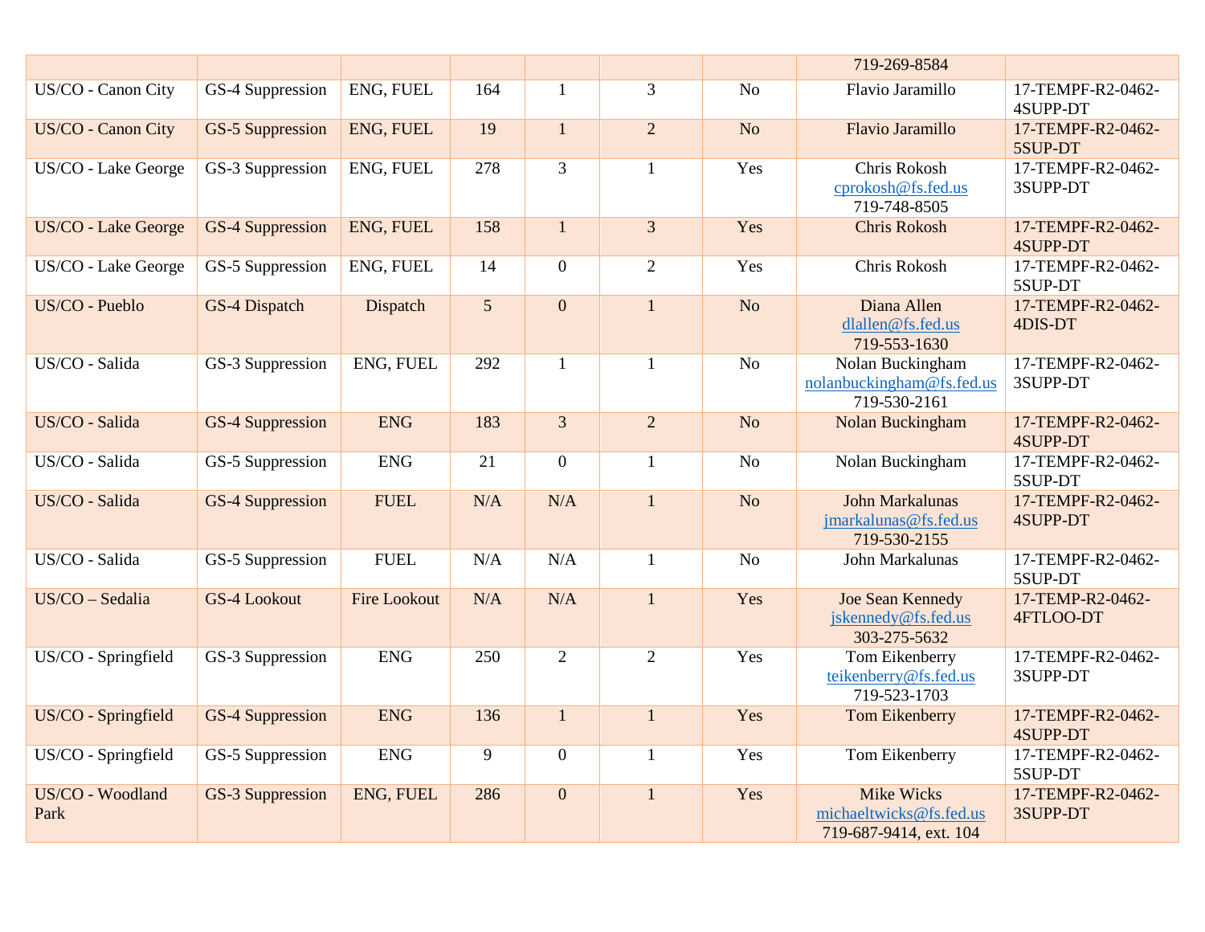| | | | | | | | 719-269-8584 | |
|---|---|---|---|---|---|---|---|---|
| US/CO - Canon City | GS-4 Suppression | ENG, FUEL | 164 | 1 | 3 | No | Flavio Jaramillo | 17-TEMPF-R2-0462-4SUPP-DT |
| US/CO - Canon City | GS-5 Suppression | ENG, FUEL | 19 | 1 | 2 | No | Flavio Jaramillo | 17-TEMPF-R2-0462-5SUP-DT |
| US/CO - Lake George | GS-3 Suppression | ENG, FUEL | 278 | 3 | 1 | Yes | Chris Rokosh cprokosh@fs.fed.us 719-748-8505 | 17-TEMPF-R2-0462-3SUPP-DT |
| US/CO - Lake George | GS-4 Suppression | ENG, FUEL | 158 | 1 | 3 | Yes | Chris Rokosh | 17-TEMPF-R2-0462-4SUPP-DT |
| US/CO - Lake George | GS-5 Suppression | ENG, FUEL | 14 | 0 | 2 | Yes | Chris Rokosh | 17-TEMPF-R2-0462-5SUP-DT |
| US/CO - Pueblo | GS-4 Dispatch | Dispatch | 5 | 0 | 1 | No | Diana Allen dlallen@fs.fed.us 719-553-1630 | 17-TEMPF-R2-0462-4DIS-DT |
| US/CO - Salida | GS-3 Suppression | ENG, FUEL | 292 | 1 | 1 | No | Nolan Buckingham nolanbuckingham@fs.fed.us 719-530-2161 | 17-TEMPF-R2-0462-3SUPP-DT |
| US/CO - Salida | GS-4 Suppression | ENG | 183 | 3 | 2 | No | Nolan Buckingham | 17-TEMPF-R2-0462-4SUPP-DT |
| US/CO - Salida | GS-5 Suppression | ENG | 21 | 0 | 1 | No | Nolan Buckingham | 17-TEMPF-R2-0462-5SUP-DT |
| US/CO - Salida | GS-4 Suppression | FUEL | N/A | N/A | 1 | No | John Markalunas jmarkalunas@fs.fed.us 719-530-2155 | 17-TEMPF-R2-0462-4SUPP-DT |
| US/CO - Salida | GS-5 Suppression | FUEL | N/A | N/A | 1 | No | John Markalunas | 17-TEMPF-R2-0462-5SUP-DT |
| US/CO – Sedalia | GS-4 Lookout | Fire Lookout | N/A | N/A | 1 | Yes | Joe Sean Kennedy jskennedy@fs.fed.us 303-275-5632 | 17-TEMP-R2-0462-4FTLOO-DT |
| US/CO - Springfield | GS-3 Suppression | ENG | 250 | 2 | 2 | Yes | Tom Eikenberry teikenberry@fs.fed.us 719-523-1703 | 17-TEMPF-R2-0462-3SUPP-DT |
| US/CO - Springfield | GS-4 Suppression | ENG | 136 | 1 | 1 | Yes | Tom Eikenberry | 17-TEMPF-R2-0462-4SUPP-DT |
| US/CO - Springfield | GS-5 Suppression | ENG | 9 | 0 | 1 | Yes | Tom Eikenberry | 17-TEMPF-R2-0462-5SUP-DT |
| US/CO - Woodland Park | GS-3 Suppression | ENG, FUEL | 286 | 0 | 1 | Yes | Mike Wicks michaeltwicks@fs.fed.us 719-687-9414, ext. 104 | 17-TEMPF-R2-0462-3SUPP-DT |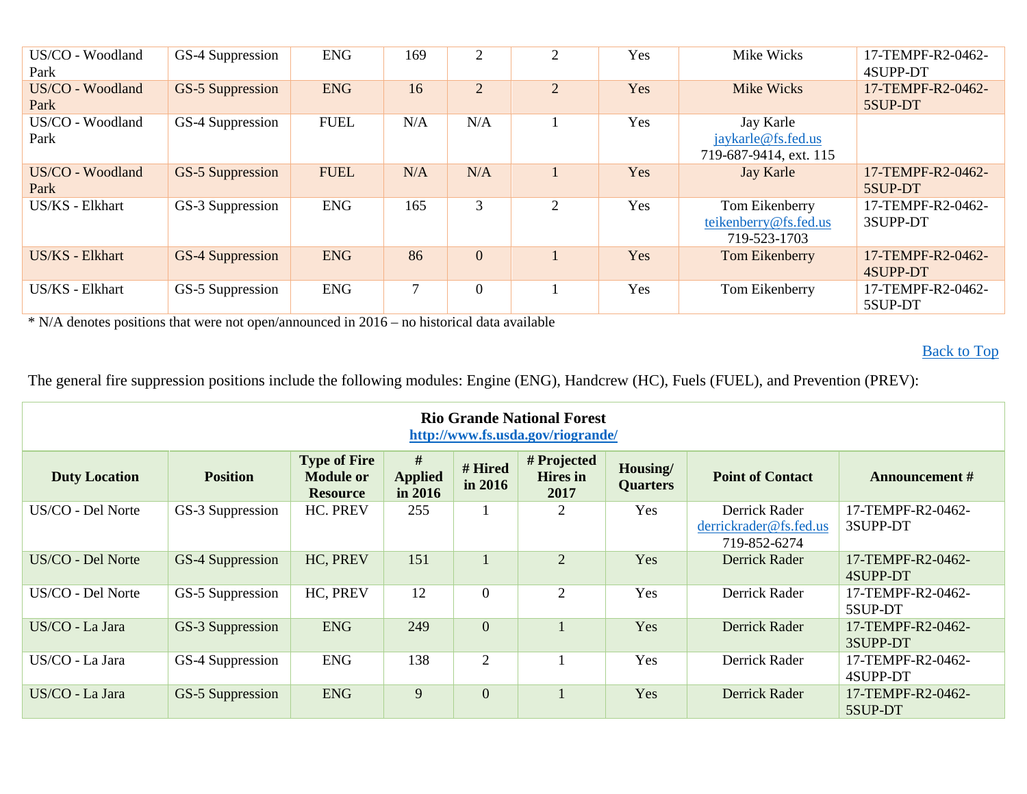| US/CO - Woodland Park | GS-4 Suppression | ENG | 169 | 2 | 2 | Yes | Mike Wicks | 17-TEMPF-R2-0462-4SUPP-DT |
|---|---|---|---|---|---|---|---|---|
| US/CO - Woodland Park | GS-5 Suppression | ENG | 16 | 2 | 2 | Yes | Mike Wicks | 17-TEMPF-R2-0462-5SUP-DT |
| US/CO - Woodland Park | GS-4 Suppression | FUEL | N/A | N/A | 1 | Yes | Jay Karle jaykarle@fs.fed.us 719-687-9414, ext. 115 | |
| US/CO - Woodland Park | GS-5 Suppression | FUEL | N/A | N/A | 1 | Yes | Jay Karle | 17-TEMPF-R2-0462-5SUP-DT |
| US/KS - Elkhart | GS-3 Suppression | ENG | 165 | 3 | 2 | Yes | Tom Eikenberry teikenberry@fs.fed.us 719-523-1703 | 17-TEMPF-R2-0462-3SUPP-DT |
| US/KS - Elkhart | GS-4 Suppression | ENG | 86 | 0 | 1 | Yes | Tom Eikenberry | 17-TEMPF-R2-0462-4SUPP-DT |
| US/KS - Elkhart | GS-5 Suppression | ENG | 7 | 0 | 1 | Yes | Tom Eikenberry | 17-TEMPF-R2-0462-5SUP-DT |

* N/A denotes positions that were not open/announced in 2016 – no historical data available

Back to Top

The general fire suppression positions include the following modules: Engine (ENG), Handcrew (HC), Fuels (FUEL), and Prevention (PREV):

**Rio Grande National Forest**
**http://www.fs.usda.gov/riogrande/**

| Duty Location | Position | Type of Fire Module or Resource | # Applied in 2016 | # Hired in 2016 | # Projected Hires in 2017 | Housing/ Quarters | Point of Contact | Announcement # |
|---|---|---|---|---|---|---|---|---|
| US/CO - Del Norte | GS-3 Suppression | HC. PREV | 255 | 1 | 2 | Yes | Derrick Rader derrickrader@fs.fed.us 719-852-6274 | 17-TEMPF-R2-0462-3SUPP-DT |
| US/CO - Del Norte | GS-4 Suppression | HC, PREV | 151 | 1 | 2 | Yes | Derrick Rader | 17-TEMPF-R2-0462-4SUPP-DT |
| US/CO - Del Norte | GS-5 Suppression | HC, PREV | 12 | 0 | 2 | Yes | Derrick Rader | 17-TEMPF-R2-0462-5SUP-DT |
| US/CO - La Jara | GS-3 Suppression | ENG | 249 | 0 | 1 | Yes | Derrick Rader | 17-TEMPF-R2-0462-3SUPP-DT |
| US/CO - La Jara | GS-4 Suppression | ENG | 138 | 2 | 1 | Yes | Derrick Rader | 17-TEMPF-R2-0462-4SUPP-DT |
| US/CO - La Jara | GS-5 Suppression | ENG | 9 | 0 | 1 | Yes | Derrick Rader | 17-TEMPF-R2-0462-5SUP-DT |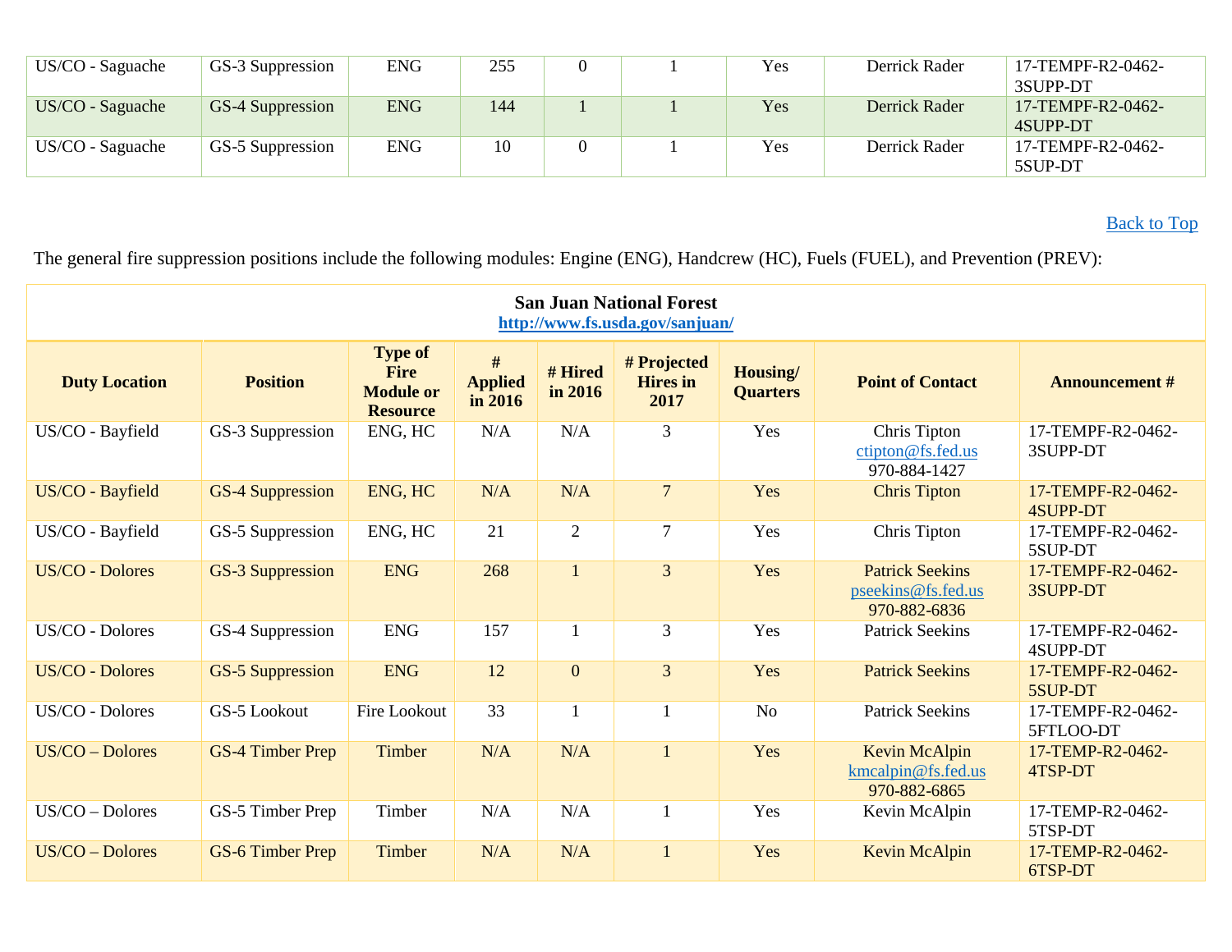| US/CO - Saguache | GS-3 Suppression | ENG | 255 | 0 | 1 | Yes | Derrick Rader | 17-TEMPF-R2-0462-3SUPP-DT |
|---|---|---|---|---|---|---|---|---|
| US/CO - Saguache | GS-4 Suppression | ENG | 144 | 1 | 1 | Yes | Derrick Rader | 17-TEMPF-R2-0462-4SUPP-DT |
| US/CO - Saguache | GS-5 Suppression | ENG | 10 | 0 | 1 | Yes | Derrick Rader | 17-TEMPF-R2-0462-5SUP-DT |

Back to Top

The general fire suppression positions include the following modules: Engine (ENG), Handcrew (HC), Fuels (FUEL), and Prevention (PREV):

**San Juan National Forest**
**http://www.fs.usda.gov/sanjuan/**

| Duty Location | Position | Type of Fire Module or Resource | # Applied in 2016 | # Hired in 2016 | # Projected Hires in 2017 | Housing/ Quarters | Point of Contact | Announcement # |
|---|---|---|---|---|---|---|---|---|
| US/CO - Bayfield | GS-3 Suppression | ENG, HC | N/A | N/A | 3 | Yes | Chris Tipton ctipton@fs.fed.us 970-884-1427 | 17-TEMPF-R2-0462-3SUPP-DT |
| US/CO - Bayfield | GS-4 Suppression | ENG, HC | N/A | N/A | 7 | Yes | Chris Tipton | 17-TEMPF-R2-0462-4SUPP-DT |
| US/CO - Bayfield | GS-5 Suppression | ENG, HC | 21 | 2 | 7 | Yes | Chris Tipton | 17-TEMPF-R2-0462-5SUP-DT |
| US/CO - Dolores | GS-3 Suppression | ENG | 268 | 1 | 3 | Yes | Patrick Seekins pseekins@fs.fed.us 970-882-6836 | 17-TEMPF-R2-0462-3SUPP-DT |
| US/CO - Dolores | GS-4 Suppression | ENG | 157 | 1 | 3 | Yes | Patrick Seekins | 17-TEMPF-R2-0462-4SUPP-DT |
| US/CO - Dolores | GS-5 Suppression | ENG | 12 | 0 | 3 | Yes | Patrick Seekins | 17-TEMPF-R2-0462-5SUP-DT |
| US/CO - Dolores | GS-5 Lookout | Fire Lookout | 33 | 1 | 1 | No | Patrick Seekins | 17-TEMPF-R2-0462-5FTLOO-DT |
| US/CO – Dolores | GS-4 Timber Prep | Timber | N/A | N/A | 1 | Yes | Kevin McAlpin kmcalpin@fs.fed.us 970-882-6865 | 17-TEMP-R2-0462-4TSP-DT |
| US/CO – Dolores | GS-5 Timber Prep | Timber | N/A | N/A | 1 | Yes | Kevin McAlpin | 17-TEMP-R2-0462-5TSP-DT |
| US/CO – Dolores | GS-6 Timber Prep | Timber | N/A | N/A | 1 | Yes | Kevin McAlpin | 17-TEMP-R2-0462-6TSP-DT |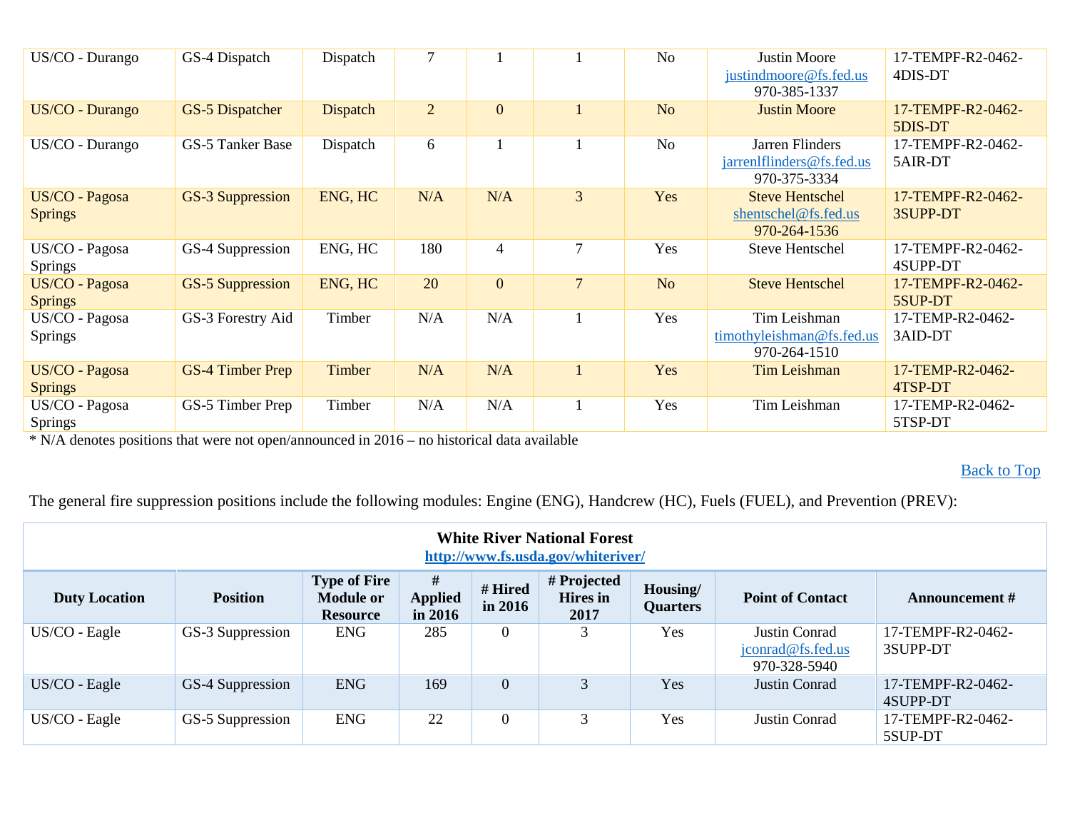| | | | | | | | | |
|---|---|---|---|---|---|---|---|---|
| US/CO - Durango | GS-4 Dispatch | Dispatch | 7 | 1 | 1 | No | Justin Moore<br>justindmoore@fs.fed.us<br>970-385-1337 | 17-TEMPF-R2-0462-4DIS-DT |
| US/CO - Durango | GS-5 Dispatcher | Dispatch | 2 | 0 | 1 | No | Justin Moore | 17-TEMPF-R2-0462-5DIS-DT |
| US/CO - Durango | GS-5 Tanker Base | Dispatch | 6 | 1 | 1 | No | Jarren Flinders<br>jarrenlflinders@fs.fed.us<br>970-375-3334 | 17-TEMPF-R2-0462-5AIR-DT |
| US/CO - Pagosa Springs | GS-3 Suppression | ENG, HC | N/A | N/A | 3 | Yes | Steve Hentschel<br>shentschel@fs.fed.us<br>970-264-1536 | 17-TEMPF-R2-0462-3SUPP-DT |
| US/CO - Pagosa Springs | GS-4 Suppression | ENG, HC | 180 | 4 | 7 | Yes | Steve Hentschel | 17-TEMPF-R2-0462-4SUPP-DT |
| US/CO - Pagosa Springs | GS-5 Suppression | ENG, HC | 20 | 0 | 7 | No | Steve Hentschel | 17-TEMPF-R2-0462-5SUP-DT |
| US/CO - Pagosa Springs | GS-3 Forestry Aid | Timber | N/A | N/A | 1 | Yes | Tim Leishman<br>timothyleishman@fs.fed.us<br>970-264-1510 | 17-TEMP-R2-0462-3AID-DT |
| US/CO - Pagosa Springs | GS-4 Timber Prep | Timber | N/A | N/A | 1 | Yes | Tim Leishman | 17-TEMP-R2-0462-4TSP-DT |
| US/CO - Pagosa Springs | GS-5 Timber Prep | Timber | N/A | N/A | 1 | Yes | Tim Leishman | 17-TEMP-R2-0462-5TSP-DT |

* N/A denotes positions that were not open/announced in 2016 – no historical data available

Back to Top

The general fire suppression positions include the following modules: Engine (ENG), Handcrew (HC), Fuels (FUEL), and Prevention (PREV):

**White River National Forest**
**http://www.fs.usda.gov/whiteriver/**

| Duty Location | Position | Type of Fire Module or Resource | # Applied in 2016 | # Hired in 2016 | # Projected Hires in 2017 | Housing/ Quarters | Point of Contact | Announcement # |
|---|---|---|---|---|---|---|---|---|
| US/CO - Eagle | GS-3 Suppression | ENG | 285 | 0 | 3 | Yes | Justin Conrad<br>jconrad@fs.fed.us<br>970-328-5940 | 17-TEMPF-R2-0462-3SUPP-DT |
| US/CO - Eagle | GS-4 Suppression | ENG | 169 | 0 | 3 | Yes | Justin Conrad | 17-TEMPF-R2-0462-4SUPP-DT |
| US/CO - Eagle | GS-5 Suppression | ENG | 22 | 0 | 3 | Yes | Justin Conrad | 17-TEMPF-R2-0462-5SUP-DT |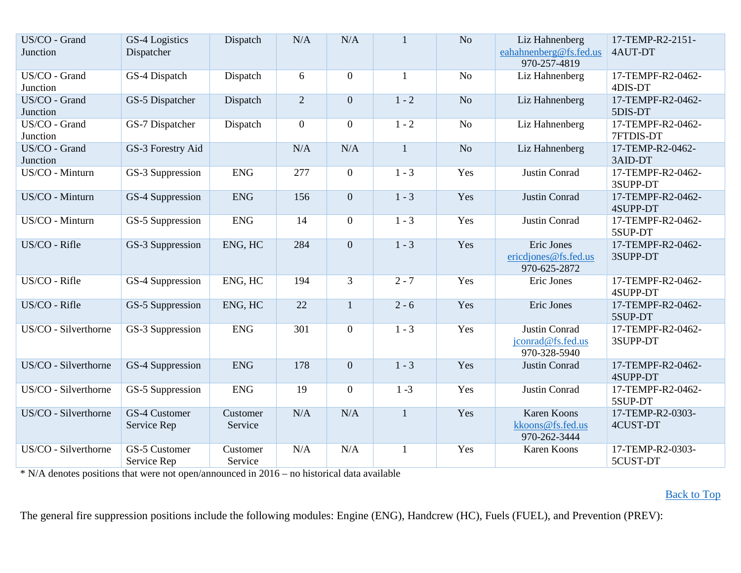| US/CO - Grand Junction | GS-4 Logistics Dispatcher | Dispatch | N/A | N/A | 1 | No | Liz Hahnenberg eahahnenberg@fs.fed.us 970-257-4819 | 17-TEMP-R2-2151-4AUT-DT |
|---|---|---|---|---|---|---|---|---|
| US/CO - Grand Junction | GS-4 Dispatch | Dispatch | 6 | 0 | 1 | No | Liz Hahnenberg | 17-TEMPF-R2-0462-4DIS-DT |
| US/CO - Grand Junction | GS-5 Dispatcher | Dispatch | 2 | 0 | 1 - 2 | No | Liz Hahnenberg | 17-TEMPF-R2-0462-5DIS-DT |
| US/CO - Grand Junction | GS-7 Dispatcher | Dispatch | 0 | 0 | 1 - 2 | No | Liz Hahnenberg | 17-TEMPF-R2-0462-7FTDIS-DT |
| US/CO - Grand Junction | GS-3 Forestry Aid | | N/A | N/A | 1 | No | Liz Hahnenberg | 17-TEMP-R2-0462-3AID-DT |
| US/CO - Minturn | GS-3 Suppression | ENG | 277 | 0 | 1 - 3 | Yes | Justin Conrad | 17-TEMPF-R2-0462-3SUPP-DT |
| US/CO - Minturn | GS-4 Suppression | ENG | 156 | 0 | 1 - 3 | Yes | Justin Conrad | 17-TEMPF-R2-0462-4SUPP-DT |
| US/CO - Minturn | GS-5 Suppression | ENG | 14 | 0 | 1 - 3 | Yes | Justin Conrad | 17-TEMPF-R2-0462-5SUP-DT |
| US/CO - Rifle | GS-3 Suppression | ENG, HC | 284 | 0 | 1 - 3 | Yes | Eric Jones ericdjones@fs.fed.us 970-625-2872 | 17-TEMPF-R2-0462-3SUPP-DT |
| US/CO - Rifle | GS-4 Suppression | ENG, HC | 194 | 3 | 2 - 7 | Yes | Eric Jones | 17-TEMPF-R2-0462-4SUPP-DT |
| US/CO - Rifle | GS-5 Suppression | ENG, HC | 22 | 1 | 2 - 6 | Yes | Eric Jones | 17-TEMPF-R2-0462-5SUP-DT |
| US/CO - Silverthorne | GS-3 Suppression | ENG | 301 | 0 | 1 - 3 | Yes | Justin Conrad jconrad@fs.fed.us 970-328-5940 | 17-TEMPF-R2-0462-3SUPP-DT |
| US/CO - Silverthorne | GS-4 Suppression | ENG | 178 | 0 | 1 - 3 | Yes | Justin Conrad | 17-TEMPF-R2-0462-4SUPP-DT |
| US/CO - Silverthorne | GS-5 Suppression | ENG | 19 | 0 | 1 -3 | Yes | Justin Conrad | 17-TEMPF-R2-0462-5SUP-DT |
| US/CO - Silverthorne | GS-4 Customer Service Rep | Customer Service | N/A | N/A | 1 | Yes | Karen Koons kkoons@fs.fed.us 970-262-3444 | 17-TEMP-R2-0303-4CUST-DT |
| US/CO - Silverthorne | GS-5 Customer Service Rep | Customer Service | N/A | N/A | 1 | Yes | Karen Koons | 17-TEMP-R2-0303-5CUST-DT |

* N/A denotes positions that were not open/announced in 2016 – no historical data available

Back to Top

The general fire suppression positions include the following modules: Engine (ENG), Handcrew (HC), Fuels (FUEL), and Prevention (PREV):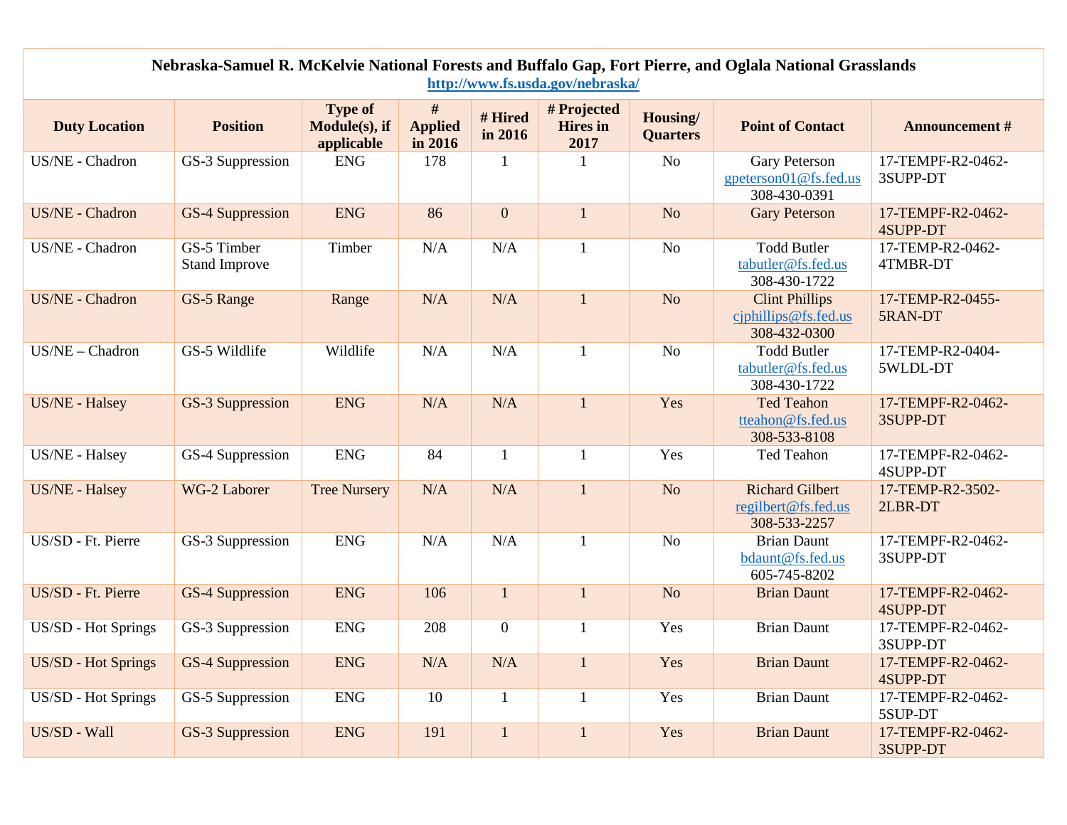**Nebraska-Samuel R. McKelvie National Forests and Buffalo Gap, Fort Pierre, and Oglala National Grasslands**
**http://www.fs.usda.gov/nebraska/**

| Duty Location | Position | Type of Module(s), if applicable | # Applied in 2016 | # Hired in 2016 | # Projected Hires in 2017 | Housing/ Quarters | Point of Contact | Announcement # |
|---|---|---|---|---|---|---|---|---|
| US/NE - Chadron | GS-3 Suppression | ENG | 178 | 1 | 1 | No | Gary Peterson gpeterson01@fs.fed.us 308-430-0391 | 17-TEMPF-R2-0462-3SUPP-DT |
| US/NE - Chadron | GS-4 Suppression | ENG | 86 | 0 | 1 | No | Gary Peterson | 17-TEMPF-R2-0462-4SUPP-DT |
| US/NE - Chadron | GS-5 Timber Stand Improve | Timber | N/A | N/A | 1 | No | Todd Butler tabutler@fs.fed.us 308-430-1722 | 17-TEMP-R2-0462-4TMBR-DT |
| US/NE - Chadron | GS-5 Range | Range | N/A | N/A | 1 | No | Clint Phillips cjphillips@fs.fed.us 308-432-0300 | 17-TEMP-R2-0455-5RAN-DT |
| US/NE – Chadron | GS-5 Wildlife | Wildlife | N/A | N/A | 1 | No | Todd Butler tabutler@fs.fed.us 308-430-1722 | 17-TEMP-R2-0404-5WLDL-DT |
| US/NE - Halsey | GS-3 Suppression | ENG | N/A | N/A | 1 | Yes | Ted Teahon tteahon@fs.fed.us 308-533-8108 | 17-TEMPF-R2-0462-3SUPP-DT |
| US/NE - Halsey | GS-4 Suppression | ENG | 84 | 1 | 1 | Yes | Ted Teahon | 17-TEMPF-R2-0462-4SUPP-DT |
| US/NE - Halsey | WG-2 Laborer | Tree Nursery | N/A | N/A | 1 | No | Richard Gilbert regilbert@fs.fed.us 308-533-2257 | 17-TEMP-R2-3502-2LBR-DT |
| US/SD - Ft. Pierre | GS-3 Suppression | ENG | N/A | N/A | 1 | No | Brian Daunt bdaunt@fs.fed.us 605-745-8202 | 17-TEMPF-R2-0462-3SUPP-DT |
| US/SD - Ft. Pierre | GS-4 Suppression | ENG | 106 | 1 | 1 | No | Brian Daunt | 17-TEMPF-R2-0462-4SUPP-DT |
| US/SD - Hot Springs | GS-3 Suppression | ENG | 208 | 0 | 1 | Yes | Brian Daunt | 17-TEMPF-R2-0462-3SUPP-DT |
| US/SD - Hot Springs | GS-4 Suppression | ENG | N/A | N/A | 1 | Yes | Brian Daunt | 17-TEMPF-R2-0462-4SUPP-DT |
| US/SD - Hot Springs | GS-5 Suppression | ENG | 10 | 1 | 1 | Yes | Brian Daunt | 17-TEMPF-R2-0462-5SUP-DT |
| US/SD - Wall | GS-3 Suppression | ENG | 191 | 1 | 1 | Yes | Brian Daunt | 17-TEMPF-R2-0462-3SUPP-DT |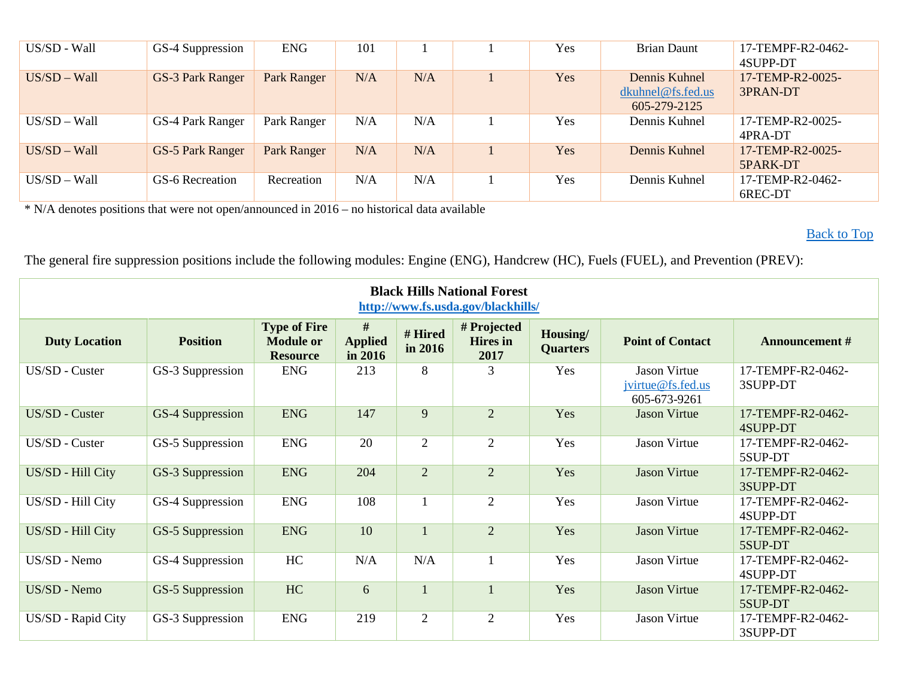| | | | | | | | | |
|---|---|---|---|---|---|---|---|---|
| US/SD - Wall | GS-4 Suppression | ENG | 101 | 1 | 1 | Yes | Brian Daunt | 17-TEMPF-R2-0462-4SUPP-DT |
| US/SD – Wall | GS-3 Park Ranger | Park Ranger | N/A | N/A | 1 | Yes | Dennis Kuhnel dkuhnel@fs.fed.us 605-279-2125 | 17-TEMP-R2-0025-3PRAN-DT |
| US/SD – Wall | GS-4 Park Ranger | Park Ranger | N/A | N/A | 1 | Yes | Dennis Kuhnel | 17-TEMP-R2-0025-4PRA-DT |
| US/SD – Wall | GS-5 Park Ranger | Park Ranger | N/A | N/A | 1 | Yes | Dennis Kuhnel | 17-TEMP-R2-0025-5PARK-DT |
| US/SD – Wall | GS-6 Recreation | Recreation | N/A | N/A | 1 | Yes | Dennis Kuhnel | 17-TEMP-R2-0462-6REC-DT |

* N/A denotes positions that were not open/announced in 2016 – no historical data available

Back to Top

The general fire suppression positions include the following modules: Engine (ENG), Handcrew (HC), Fuels (FUEL), and Prevention (PREV):

**Black Hills National Forest**
**http://www.fs.usda.gov/blackhills/**

| Duty Location | Position | Type of Fire Module or Resource | # Applied in 2016 | # Hired in 2016 | # Projected Hires in 2017 | Housing/ Quarters | Point of Contact | Announcement # |
|---|---|---|---|---|---|---|---|---|
| US/SD - Custer | GS-3 Suppression | ENG | 213 | 8 | 3 | Yes | Jason Virtue jvirtue@fs.fed.us 605-673-9261 | 17-TEMPF-R2-0462-3SUPP-DT |
| US/SD - Custer | GS-4 Suppression | ENG | 147 | 9 | 2 | Yes | Jason Virtue | 17-TEMPF-R2-0462-4SUPP-DT |
| US/SD - Custer | GS-5 Suppression | ENG | 20 | 2 | 2 | Yes | Jason Virtue | 17-TEMPF-R2-0462-5SUP-DT |
| US/SD - Hill City | GS-3 Suppression | ENG | 204 | 2 | 2 | Yes | Jason Virtue | 17-TEMPF-R2-0462-3SUPP-DT |
| US/SD - Hill City | GS-4 Suppression | ENG | 108 | 1 | 2 | Yes | Jason Virtue | 17-TEMPF-R2-0462-4SUPP-DT |
| US/SD - Hill City | GS-5 Suppression | ENG | 10 | 1 | 2 | Yes | Jason Virtue | 17-TEMPF-R2-0462-5SUP-DT |
| US/SD - Nemo | GS-4 Suppression | HC | N/A | N/A | 1 | Yes | Jason Virtue | 17-TEMPF-R2-0462-4SUPP-DT |
| US/SD - Nemo | GS-5 Suppression | HC | 6 | 1 | 1 | Yes | Jason Virtue | 17-TEMPF-R2-0462-5SUP-DT |
| US/SD - Rapid City | GS-3 Suppression | ENG | 219 | 2 | 2 | Yes | Jason Virtue | 17-TEMPF-R2-0462-3SUPP-DT |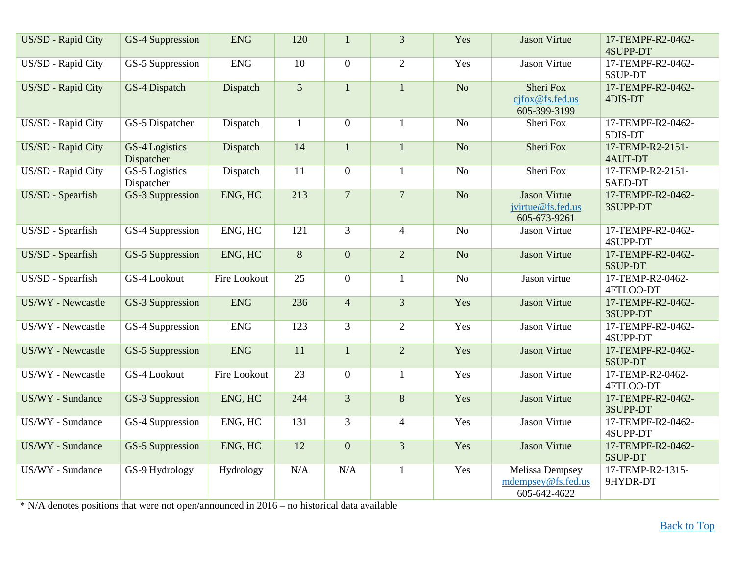| US/SD - Rapid City | GS-4 Suppression | ENG | 120 | 1 | 3 | Yes | Jason Virtue | 17-TEMPF-R2-0462-4SUPP-DT |
|---|---|---|---|---|---|---|---|---|
| US/SD - Rapid City | GS-5 Suppression | ENG | 10 | 0 | 2 | Yes | Jason Virtue | 17-TEMPF-R2-0462-5SUP-DT |
| US/SD - Rapid City | GS-4 Dispatch | Dispatch | 5 | 1 | 1 | No | Sheri Fox cjfox@fs.fed.us 605-399-3199 | 17-TEMPF-R2-0462-4DIS-DT |
| US/SD - Rapid City | GS-5 Dispatcher | Dispatch | 1 | 0 | 1 | No | Sheri Fox | 17-TEMPF-R2-0462-5DIS-DT |
| US/SD - Rapid City | GS-4 Logistics Dispatcher | Dispatch | 14 | 1 | 1 | No | Sheri Fox | 17-TEMP-R2-2151-4AUT-DT |
| US/SD - Rapid City | GS-5 Logistics Dispatcher | Dispatch | 11 | 0 | 1 | No | Sheri Fox | 17-TEMP-R2-2151-5AED-DT |
| US/SD - Spearfish | GS-3 Suppression | ENG, HC | 213 | 7 | 7 | No | Jason Virtue jvirtue@fs.fed.us 605-673-9261 | 17-TEMPF-R2-0462-3SUPP-DT |
| US/SD - Spearfish | GS-4 Suppression | ENG, HC | 121 | 3 | 4 | No | Jason Virtue | 17-TEMPF-R2-0462-4SUPP-DT |
| US/SD - Spearfish | GS-5 Suppression | ENG, HC | 8 | 0 | 2 | No | Jason Virtue | 17-TEMPF-R2-0462-5SUP-DT |
| US/SD - Spearfish | GS-4 Lookout | Fire Lookout | 25 | 0 | 1 | No | Jason virtue | 17-TEMP-R2-0462-4FTLOO-DT |
| US/WY - Newcastle | GS-3 Suppression | ENG | 236 | 4 | 3 | Yes | Jason Virtue | 17-TEMPF-R2-0462-3SUPP-DT |
| US/WY - Newcastle | GS-4 Suppression | ENG | 123 | 3 | 2 | Yes | Jason Virtue | 17-TEMPF-R2-0462-4SUPP-DT |
| US/WY - Newcastle | GS-5 Suppression | ENG | 11 | 1 | 2 | Yes | Jason Virtue | 17-TEMPF-R2-0462-5SUP-DT |
| US/WY - Newcastle | GS-4 Lookout | Fire Lookout | 23 | 0 | 1 | Yes | Jason Virtue | 17-TEMP-R2-0462-4FTLOO-DT |
| US/WY - Sundance | GS-3 Suppression | ENG, HC | 244 | 3 | 8 | Yes | Jason Virtue | 17-TEMPF-R2-0462-3SUPP-DT |
| US/WY - Sundance | GS-4 Suppression | ENG, HC | 131 | 3 | 4 | Yes | Jason Virtue | 17-TEMPF-R2-0462-4SUPP-DT |
| US/WY - Sundance | GS-5 Suppression | ENG, HC | 12 | 0 | 3 | Yes | Jason Virtue | 17-TEMPF-R2-0462-5SUP-DT |
| US/WY - Sundance | GS-9 Hydrology | Hydrology | N/A | N/A | 1 | Yes | Melissa Dempsey mdempsey@fs.fed.us 605-642-4622 | 17-TEMP-R2-1315-9HYDR-DT |

* N/A denotes positions that were not open/announced in 2016 – no historical data available

Back to Top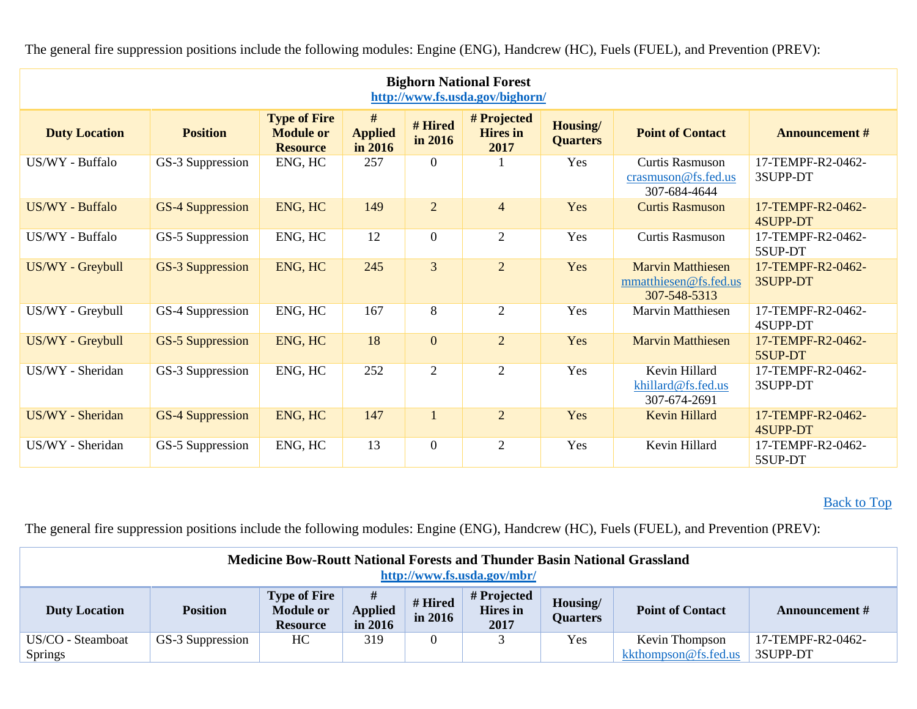The general fire suppression positions include the following modules: Engine (ENG), Handcrew (HC), Fuels (FUEL), and Prevention (PREV):

| Bighorn National Forest<br>http://www.fs.usda.gov/bighorn/ | | | | | | | | |
|---|---|---|---|---|---|---|---|---|
| **Duty Location** | **Position** | **Type of Fire Module or Resource** | **# Applied in 2016** | **# Hired in 2016** | **# Projected Hires in 2017** | **Housing/ Quarters** | **Point of Contact** | **Announcement #** |
| US/WY - Buffalo | GS-3 Suppression | ENG, HC | 257 | 0 | 1 | Yes | Curtis Rasmuson<br>crasmuson@fs.fed.us<br>307-684-4644 | 17-TEMPF-R2-0462-3SUPP-DT |
| US/WY - Buffalo | GS-4 Suppression | ENG, HC | 149 | 2 | 4 | Yes | Curtis Rasmuson | 17-TEMPF-R2-0462-4SUPP-DT |
| US/WY - Buffalo | GS-5 Suppression | ENG, HC | 12 | 0 | 2 | Yes | Curtis Rasmuson | 17-TEMPF-R2-0462-5SUP-DT |
| US/WY - Greybull | GS-3 Suppression | ENG, HC | 245 | 3 | 2 | Yes | Marvin Matthiesen<br>mmatthiesen@fs.fed.us<br>307-548-5313 | 17-TEMPF-R2-0462-3SUPP-DT |
| US/WY - Greybull | GS-4 Suppression | ENG, HC | 167 | 8 | 2 | Yes | Marvin Matthiesen | 17-TEMPF-R2-0462-4SUPP-DT |
| US/WY - Greybull | GS-5 Suppression | ENG, HC | 18 | 0 | 2 | Yes | Marvin Matthiesen | 17-TEMPF-R2-0462-5SUP-DT |
| US/WY - Sheridan | GS-3 Suppression | ENG, HC | 252 | 2 | 2 | Yes | Kevin Hillard<br>khillard@fs.fed.us<br>307-674-2691 | 17-TEMPF-R2-0462-3SUPP-DT |
| US/WY - Sheridan | GS-4 Suppression | ENG, HC | 147 | 1 | 2 | Yes | Kevin Hillard | 17-TEMPF-R2-0462-4SUPP-DT |
| US/WY - Sheridan | GS-5 Suppression | ENG, HC | 13 | 0 | 2 | Yes | Kevin Hillard | 17-TEMPF-R2-0462-5SUP-DT |

Back to Top

The general fire suppression positions include the following modules: Engine (ENG), Handcrew (HC), Fuels (FUEL), and Prevention (PREV):

| Medicine Bow-Routt National Forests and Thunder Basin National Grassland<br>http://www.fs.usda.gov/mbr/ | | | | | | | | |
|---|---|---|---|---|---|---|---|---|
| **Duty Location** | **Position** | **Type of Fire Module or Resource** | **# Applied in 2016** | **# Hired in 2016** | **# Projected Hires in 2017** | **Housing/ Quarters** | **Point of Contact** | **Announcement #** |
| US/CO - Steamboat Springs | GS-3 Suppression | HC | 319 | 0 | 3 | Yes | Kevin Thompson<br>kkthompson@fs.fed.us | 17-TEMPF-R2-0462-3SUPP-DT |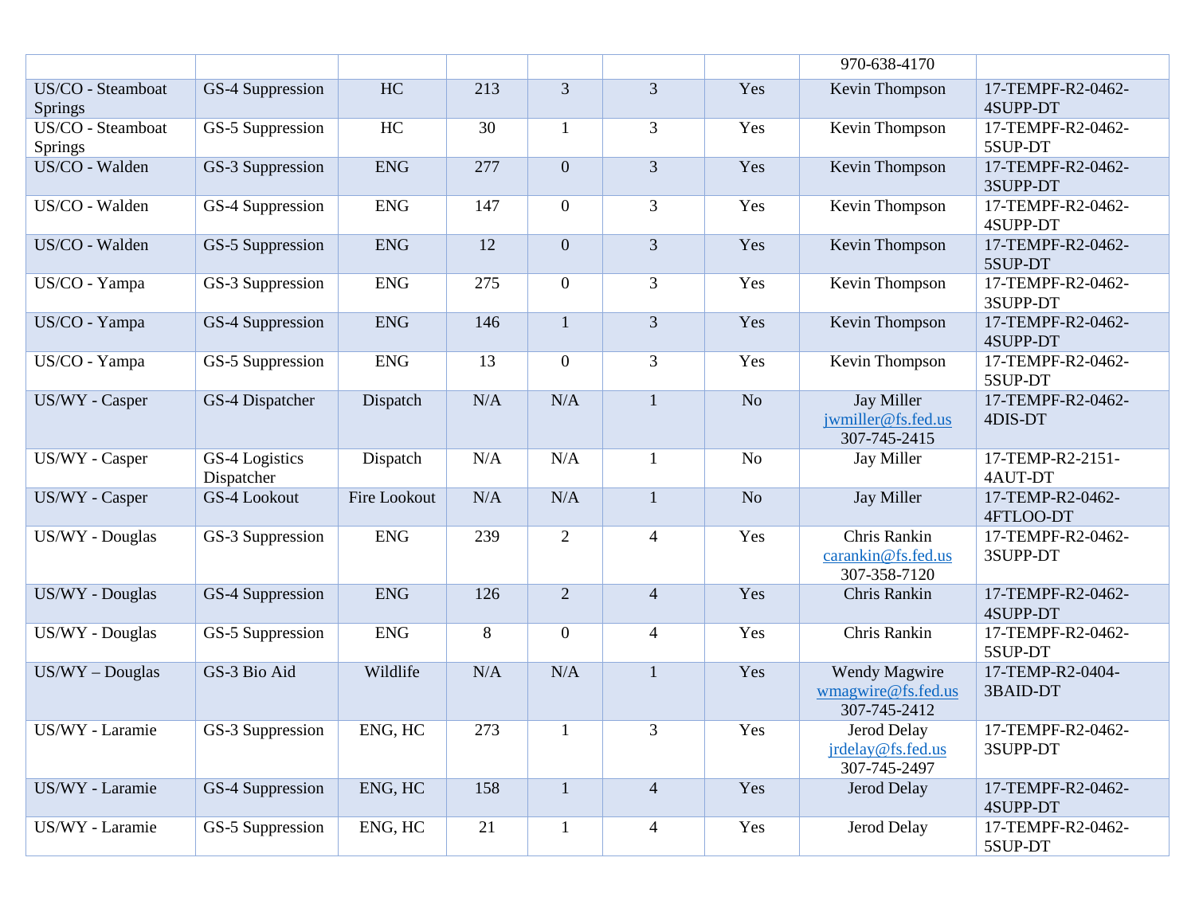| | | | | | | | | |
|---|---|---|---|---|---|---|---|---|
| | | | | | | | 970-638-4170 | |
| US/CO - Steamboat Springs | GS-4 Suppression | HC | 213 | 3 | 3 | Yes | Kevin Thompson | 17-TEMPF-R2-0462-4SUPP-DT |
| US/CO - Steamboat Springs | GS-5 Suppression | HC | 30 | 1 | 3 | Yes | Kevin Thompson | 17-TEMPF-R2-0462-5SUP-DT |
| US/CO - Walden | GS-3 Suppression | ENG | 277 | 0 | 3 | Yes | Kevin Thompson | 17-TEMPF-R2-0462-3SUPP-DT |
| US/CO - Walden | GS-4 Suppression | ENG | 147 | 0 | 3 | Yes | Kevin Thompson | 17-TEMPF-R2-0462-4SUPP-DT |
| US/CO - Walden | GS-5 Suppression | ENG | 12 | 0 | 3 | Yes | Kevin Thompson | 17-TEMPF-R2-0462-5SUP-DT |
| US/CO - Yampa | GS-3 Suppression | ENG | 275 | 0 | 3 | Yes | Kevin Thompson | 17-TEMPF-R2-0462-3SUPP-DT |
| US/CO - Yampa | GS-4 Suppression | ENG | 146 | 1 | 3 | Yes | Kevin Thompson | 17-TEMPF-R2-0462-4SUPP-DT |
| US/CO - Yampa | GS-5 Suppression | ENG | 13 | 0 | 3 | Yes | Kevin Thompson | 17-TEMPF-R2-0462-5SUP-DT |
| US/WY - Casper | GS-4 Dispatcher | Dispatch | N/A | N/A | 1 | No | Jay Miller jwmiller@fs.fed.us 307-745-2415 | 17-TEMPF-R2-0462-4DIS-DT |
| US/WY - Casper | GS-4 Logistics Dispatcher | Dispatch | N/A | N/A | 1 | No | Jay Miller | 17-TEMP-R2-2151-4AUT-DT |
| US/WY - Casper | GS-4 Lookout | Fire Lookout | N/A | N/A | 1 | No | Jay Miller | 17-TEMP-R2-0462-4FTLOO-DT |
| US/WY - Douglas | GS-3 Suppression | ENG | 239 | 2 | 4 | Yes | Chris Rankin carankin@fs.fed.us 307-358-7120 | 17-TEMPF-R2-0462-3SUPP-DT |
| US/WY - Douglas | GS-4 Suppression | ENG | 126 | 2 | 4 | Yes | Chris Rankin | 17-TEMPF-R2-0462-4SUPP-DT |
| US/WY - Douglas | GS-5 Suppression | ENG | 8 | 0 | 4 | Yes | Chris Rankin | 17-TEMPF-R2-0462-5SUP-DT |
| US/WY – Douglas | GS-3 Bio Aid | Wildlife | N/A | N/A | 1 | Yes | Wendy Magwire wmagwire@fs.fed.us 307-745-2412 | 17-TEMP-R2-0404-3BAID-DT |
| US/WY - Laramie | GS-3 Suppression | ENG, HC | 273 | 1 | 3 | Yes | Jerod Delay jrdelay@fs.fed.us 307-745-2497 | 17-TEMPF-R2-0462-3SUPP-DT |
| US/WY - Laramie | GS-4 Suppression | ENG, HC | 158 | 1 | 4 | Yes | Jerod Delay | 17-TEMPF-R2-0462-4SUPP-DT |
| US/WY - Laramie | GS-5 Suppression | ENG, HC | 21 | 1 | 4 | Yes | Jerod Delay | 17-TEMPF-R2-0462-5SUP-DT |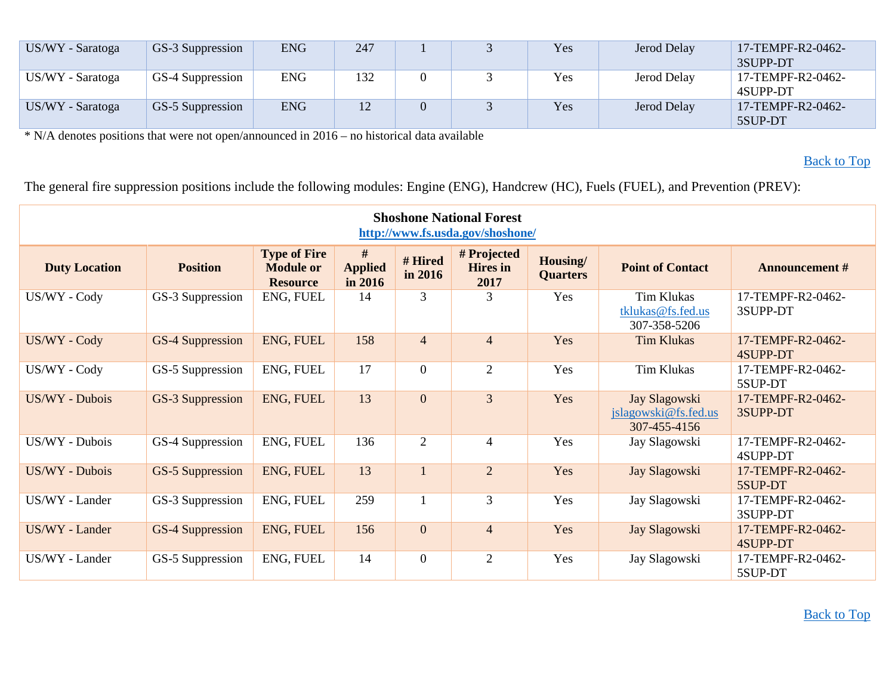| US/WY - Saratoga | GS-3 Suppression | ENG | 247 | 1 | 3 | Yes | Jerod Delay | 17-TEMPF-R2-0462-3SUPP-DT |
|---|---|---|---|---|---|---|---|---|
| US/WY - Saratoga | GS-4 Suppression | ENG | 132 | 0 | 3 | Yes | Jerod Delay | 17-TEMPF-R2-0462-4SUPP-DT |
| US/WY - Saratoga | GS-5 Suppression | ENG | 12 | 0 | 3 | Yes | Jerod Delay | 17-TEMPF-R2-0462-5SUP-DT |

* N/A denotes positions that were not open/announced in 2016 – no historical data available

Back to Top

The general fire suppression positions include the following modules: Engine (ENG), Handcrew (HC), Fuels (FUEL), and Prevention (PREV):

**Shoshone National Forest**
**http://www.fs.usda.gov/shoshone/**

| Duty Location | Position | Type of Fire Module or Resource | # Applied in 2016 | # Hired in 2016 | # Projected Hires in 2017 | Housing/ Quarters | Point of Contact | Announcement # |
|---|---|---|---|---|---|---|---|---|
| US/WY - Cody | GS-3 Suppression | ENG, FUEL | 14 | 3 | 3 | Yes | Tim Klukas tklukas@fs.fed.us 307-358-5206 | 17-TEMPF-R2-0462-3SUPP-DT |
| US/WY - Cody | GS-4 Suppression | ENG, FUEL | 158 | 4 | 4 | Yes | Tim Klukas | 17-TEMPF-R2-0462-4SUPP-DT |
| US/WY - Cody | GS-5 Suppression | ENG, FUEL | 17 | 0 | 2 | Yes | Tim Klukas | 17-TEMPF-R2-0462-5SUP-DT |
| US/WY - Dubois | GS-3 Suppression | ENG, FUEL | 13 | 0 | 3 | Yes | Jay Slagowski jslagowski@fs.fed.us 307-455-4156 | 17-TEMPF-R2-0462-3SUPP-DT |
| US/WY - Dubois | GS-4 Suppression | ENG, FUEL | 136 | 2 | 4 | Yes | Jay Slagowski | 17-TEMPF-R2-0462-4SUPP-DT |
| US/WY - Dubois | GS-5 Suppression | ENG, FUEL | 13 | 1 | 2 | Yes | Jay Slagowski | 17-TEMPF-R2-0462-5SUP-DT |
| US/WY - Lander | GS-3 Suppression | ENG, FUEL | 259 | 1 | 3 | Yes | Jay Slagowski | 17-TEMPF-R2-0462-3SUPP-DT |
| US/WY - Lander | GS-4 Suppression | ENG, FUEL | 156 | 0 | 4 | Yes | Jay Slagowski | 17-TEMPF-R2-0462-4SUPP-DT |
| US/WY - Lander | GS-5 Suppression | ENG, FUEL | 14 | 0 | 2 | Yes | Jay Slagowski | 17-TEMPF-R2-0462-5SUP-DT |

Back to Top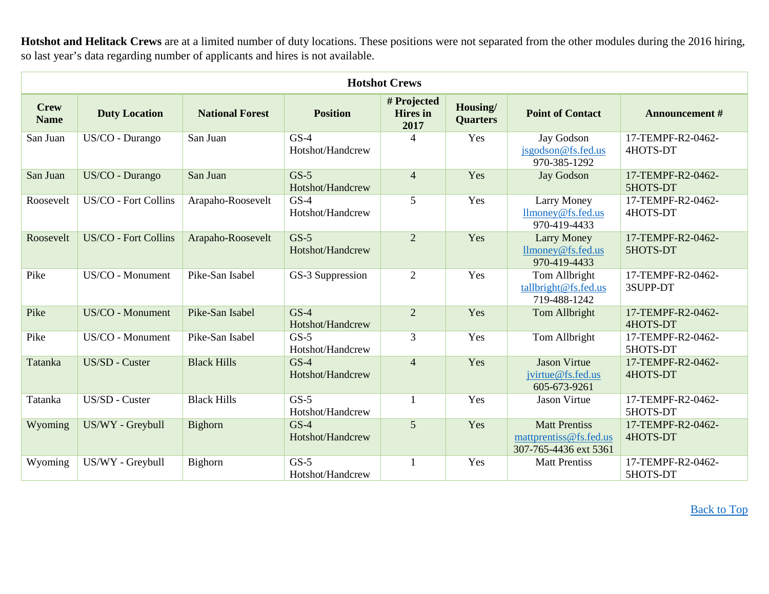**Hotshot and Helitack Crews** are at a limited number of duty locations. These positions were not separated from the other modules during the 2016 hiring, so last year's data regarding number of applicants and hires is not available.

| Hotshot Crews | | | | | | | |
|---|---|---|---|---|---|---|---|
| **Crew Name** | **Duty Location** | **National Forest** | **Position** | **# Projected Hires in 2017** | **Housing/ Quarters** | **Point of Contact** | **Announcement #** |
| San Juan | US/CO - Durango | San Juan | GS-4 Hotshot/Handcrew | 4 | Yes | Jay Godson jsgodson@fs.fed.us 970-385-1292 | 17-TEMPF-R2-0462-4HOTS-DT |
| San Juan | US/CO - Durango | San Juan | GS-5 Hotshot/Handcrew | 4 | Yes | Jay Godson | 17-TEMPF-R2-0462-5HOTS-DT |
| Roosevelt | US/CO - Fort Collins | Arapaho-Roosevelt | GS-4 Hotshot/Handcrew | 5 | Yes | Larry Money llmoney@fs.fed.us 970-419-4433 | 17-TEMPF-R2-0462-4HOTS-DT |
| Roosevelt | US/CO - Fort Collins | Arapaho-Roosevelt | GS-5 Hotshot/Handcrew | 2 | Yes | Larry Money llmoney@fs.fed.us 970-419-4433 | 17-TEMPF-R2-0462-5HOTS-DT |
| Pike | US/CO - Monument | Pike-San Isabel | GS-3 Suppression | 2 | Yes | Tom Allbright tallbright@fs.fed.us 719-488-1242 | 17-TEMPF-R2-0462-3SUPP-DT |
| Pike | US/CO - Monument | Pike-San Isabel | GS-4 Hotshot/Handcrew | 2 | Yes | Tom Allbright | 17-TEMPF-R2-0462-4HOTS-DT |
| Pike | US/CO - Monument | Pike-San Isabel | GS-5 Hotshot/Handcrew | 3 | Yes | Tom Allbright | 17-TEMPF-R2-0462-5HOTS-DT |
| Tatanka | US/SD - Custer | Black Hills | GS-4 Hotshot/Handcrew | 4 | Yes | Jason Virtue jvirtue@fs.fed.us 605-673-9261 | 17-TEMPF-R2-0462-4HOTS-DT |
| Tatanka | US/SD - Custer | Black Hills | GS-5 Hotshot/Handcrew | 1 | Yes | Jason Virtue | 17-TEMPF-R2-0462-5HOTS-DT |
| Wyoming | US/WY - Greybull | Bighorn | GS-4 Hotshot/Handcrew | 5 | Yes | Matt Prentiss mattprentiss@fs.fed.us 307-765-4436 ext 5361 | 17-TEMPF-R2-0462-4HOTS-DT |
| Wyoming | US/WY - Greybull | Bighorn | GS-5 Hotshot/Handcrew | 1 | Yes | Matt Prentiss | 17-TEMPF-R2-0462-5HOTS-DT |

Back to Top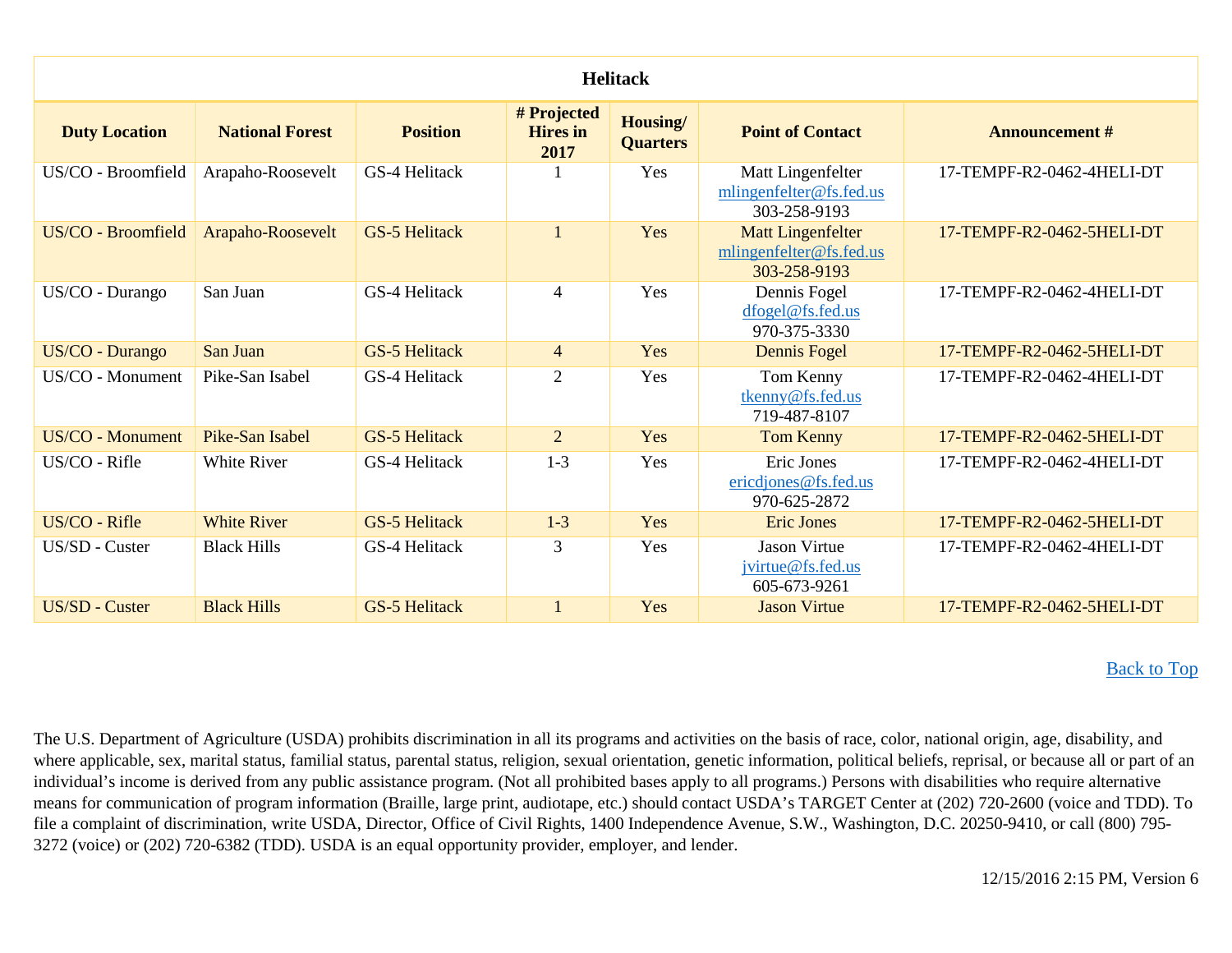## Helitack

| Duty Location | National Forest | Position | # Projected Hires in 2017 | Housing/ Quarters | Point of Contact | Announcement # |
|---|---|---|---|---|---|---|
| US/CO - Broomfield | Arapaho-Roosevelt | GS-4 Helitack | 1 | Yes | Matt Lingenfelter mlingenfelter@fs.fed.us 303-258-9193 | 17-TEMPF-R2-0462-4HELI-DT |
| US/CO - Broomfield | Arapaho-Roosevelt | GS-5 Helitack | 1 | Yes | Matt Lingenfelter mlingenfelter@fs.fed.us 303-258-9193 | 17-TEMPF-R2-0462-5HELI-DT |
| US/CO - Durango | San Juan | GS-4 Helitack | 4 | Yes | Dennis Fogel dfogel@fs.fed.us 970-375-3330 | 17-TEMPF-R2-0462-4HELI-DT |
| US/CO - Durango | San Juan | GS-5 Helitack | 4 | Yes | Dennis Fogel | 17-TEMPF-R2-0462-5HELI-DT |
| US/CO - Monument | Pike-San Isabel | GS-4 Helitack | 2 | Yes | Tom Kenny tkenny@fs.fed.us 719-487-8107 | 17-TEMPF-R2-0462-4HELI-DT |
| US/CO - Monument | Pike-San Isabel | GS-5 Helitack | 2 | Yes | Tom Kenny | 17-TEMPF-R2-0462-5HELI-DT |
| US/CO - Rifle | White River | GS-4 Helitack | 1-3 | Yes | Eric Jones ericdjones@fs.fed.us 970-625-2872 | 17-TEMPF-R2-0462-4HELI-DT |
| US/CO - Rifle | White River | GS-5 Helitack | 1-3 | Yes | Eric Jones | 17-TEMPF-R2-0462-5HELI-DT |
| US/SD - Custer | Black Hills | GS-4 Helitack | 3 | Yes | Jason Virtue jvirtue@fs.fed.us 605-673-9261 | 17-TEMPF-R2-0462-4HELI-DT |
| US/SD - Custer | Black Hills | GS-5 Helitack | 1 | Yes | Jason Virtue | 17-TEMPF-R2-0462-5HELI-DT |

Back to Top

The U.S. Department of Agriculture (USDA) prohibits discrimination in all its programs and activities on the basis of race, color, national origin, age, disability, and where applicable, sex, marital status, familial status, parental status, religion, sexual orientation, genetic information, political beliefs, reprisal, or because all or part of an individual's income is derived from any public assistance program. (Not all prohibited bases apply to all programs.) Persons with disabilities who require alternative means for communication of program information (Braille, large print, audiotape, etc.) should contact USDA's TARGET Center at (202) 720-2600 (voice and TDD). To file a complaint of discrimination, write USDA, Director, Office of Civil Rights, 1400 Independence Avenue, S.W., Washington, D.C. 20250-9410, or call (800) 795-3272 (voice) or (202) 720-6382 (TDD). USDA is an equal opportunity provider, employer, and lender.

12/15/2016 2:15 PM, Version 6